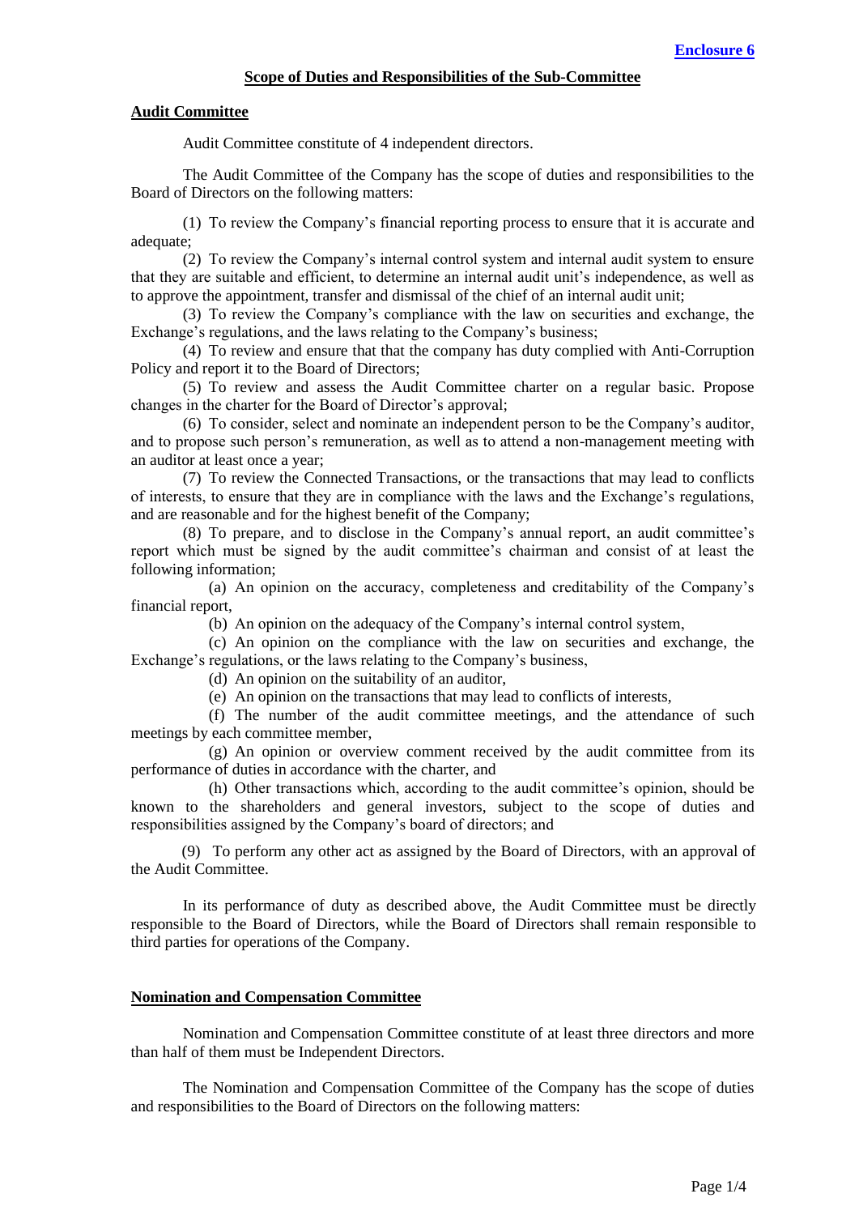**Enclosure 6**

## Scope of Duties and Responsibilities of the Sub-Committee

### Audit Committee

Audit Committee constitute of 4 independent directors.

The Audit Committee of the Company has the scope of duties and responsibilities to the Board of Directors on the following matters:

(1) To review the Company's financial reporting process to ensure that it is accurate and adequate;

(2) To review the Company's internal control system and internal audit system to ensure that they are suitable and efficient, to determine an internal audit unit's independence, as well as to approve the appointment, transfer and dismissal of the chief of an internal audit unit;

(3) To review the Company's compliance with the law on securities and exchange, the Exchange's regulations, and the laws relating to the Company's business;

(4) To review and ensure that that the company has duty complied with Anti-Corruption Policy and report it to the Board of Directors;

(5) To review and assess the Audit Committee charter on a regular basic. Propose changes in the charter for the Board of Director's approval;

(6) To consider, select and nominate an independent person to be the Company's auditor, and to propose such person's remuneration, as well as to attend a non-management meeting with an auditor at least once a year;

(7) To review the Connected Transactions, or the transactions that may lead to conflicts of interests, to ensure that they are in compliance with the laws and the Exchange's regulations, and are reasonable and for the highest benefit of the Company;

(8) To prepare, and to disclose in the Company's annual report, an audit committee's report which must be signed by the audit committee's chairman and consist of at least the following information;

(a) An opinion on the accuracy, completeness and creditability of the Company's financial report,

(b) An opinion on the adequacy of the Company's internal control system,

(c) An opinion on the compliance with the law on securities and exchange, the Exchange's regulations, or the laws relating to the Company's business,

(d) An opinion on the suitability of an auditor,

(e) An opinion on the transactions that may lead to conflicts of interests,

(f) The number of the audit committee meetings, and the attendance of such meetings by each committee member,

(g) An opinion or overview comment received by the audit committee from its performance of duties in accordance with the charter, and

(h) Other transactions which, according to the audit committee's opinion, should be known to the shareholders and general investors, subject to the scope of duties and responsibilities assigned by the Company's board of directors; and

(9) To perform any other act as assigned by the Board of Directors, with an approval of the Audit Committee.

In its performance of duty as described above, the Audit Committee must be directly responsible to the Board of Directors, while the Board of Directors shall remain responsible to third parties for operations of the Company.

### Nomination and Compensation Committee

Nomination and Compensation Committee constitute of at least three directors and more than half of them must be Independent Directors.

The Nomination and Compensation Committee of the Company has the scope of duties and responsibilities to the Board of Directors on the following matters: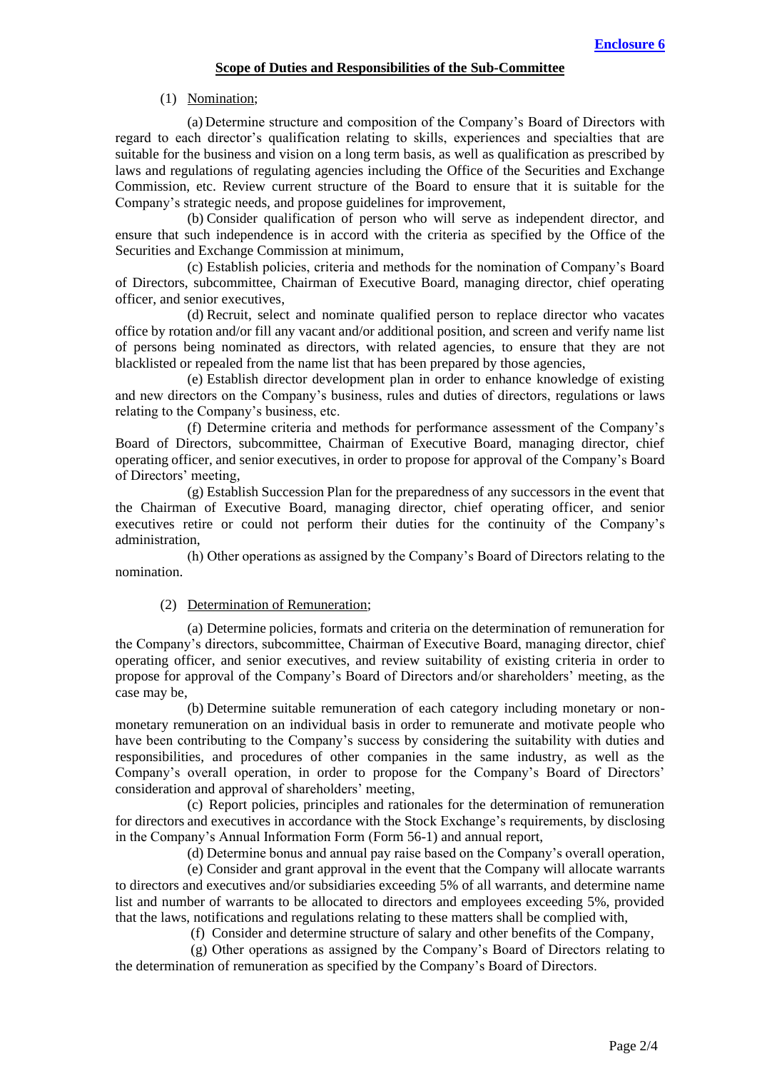**Enclosure 6**

## Scope of Duties and Responsibilities of the Sub-Committee

(1) Nomination;

(a) Determine structure and composition of the Company's Board of Directors with regard to each director's qualification relating to skills, experiences and specialties that are suitable for the business and vision on a long term basis, as well as qualification as prescribed by laws and regulations of regulating agencies including the Office of the Securities and Exchange Commission, etc. Review current structure of the Board to ensure that it is suitable for the Company's strategic needs, and propose guidelines for improvement,

(b) Consider qualification of person who will serve as independent director, and ensure that such independence is in accord with the criteria as specified by the Office of the Securities and Exchange Commission at minimum,

(c) Establish policies, criteria and methods for the nomination of Company's Board of Directors, subcommittee, Chairman of Executive Board, managing director, chief operating officer, and senior executives,

(d) Recruit, select and nominate qualified person to replace director who vacates office by rotation and/or fill any vacant and/or additional position, and screen and verify name list of persons being nominated as directors, with related agencies, to ensure that they are not blacklisted or repealed from the name list that has been prepared by those agencies,

(e) Establish director development plan in order to enhance knowledge of existing and new directors on the Company's business, rules and duties of directors, regulations or laws relating to the Company's business, etc.

(f) Determine criteria and methods for performance assessment of the Company's Board of Directors, subcommittee, Chairman of Executive Board, managing director, chief operating officer, and senior executives, in order to propose for approval of the Company's Board of Directors' meeting,

(g) Establish Succession Plan for the preparedness of any successors in the event that the Chairman of Executive Board, managing director, chief operating officer, and senior executives retire or could not perform their duties for the continuity of the Company's administration,

(h) Other operations as assigned by the Company's Board of Directors relating to the nomination.

(2) Determination of Remuneration;

(a) Determine policies, formats and criteria on the determination of remuneration for the Company's directors, subcommittee, Chairman of Executive Board, managing director, chief operating officer, and senior executives, and review suitability of existing criteria in order to propose for approval of the Company's Board of Directors and/or shareholders' meeting, as the case may be,

(b) Determine suitable remuneration of each category including monetary or non-monetary remuneration on an individual basis in order to remunerate and motivate people who have been contributing to the Company's success by considering the suitability with duties and responsibilities, and procedures of other companies in the same industry, as well as the Company's overall operation, in order to propose for the Company's Board of Directors' consideration and approval of shareholders' meeting,

(c) Report policies, principles and rationales for the determination of remuneration for directors and executives in accordance with the Stock Exchange's requirements, by disclosing in the Company's Annual Information Form (Form 56-1) and annual report,

(d) Determine bonus and annual pay raise based on the Company's overall operation,

(e) Consider and grant approval in the event that the Company will allocate warrants to directors and executives and/or subsidiaries exceeding 5% of all warrants, and determine name list and number of warrants to be allocated to directors and employees exceeding 5%, provided that the laws, notifications and regulations relating to these matters shall be complied with,

(f) Consider and determine structure of salary and other benefits of the Company,

(g) Other operations as assigned by the Company's Board of Directors relating to the determination of remuneration as specified by the Company's Board of Directors.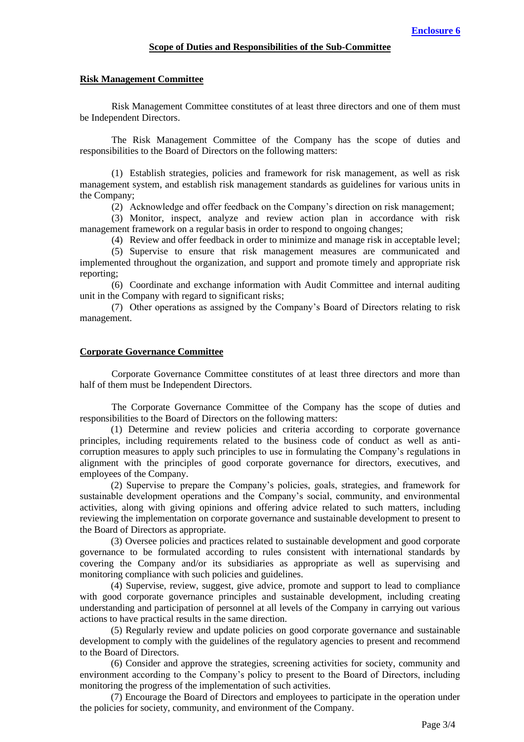**Enclosure 6**

## Scope of Duties and Responsibilities of the Sub-Committee

### Risk Management Committee

Risk Management Committee constitutes of at least three directors and one of them must be Independent Directors.

The Risk Management Committee of the Company has the scope of duties and responsibilities to the Board of Directors on the following matters:

(1) Establish strategies, policies and framework for risk management, as well as risk management system, and establish risk management standards as guidelines for various units in the Company;

(2) Acknowledge and offer feedback on the Company's direction on risk management;

(3) Monitor, inspect, analyze and review action plan in accordance with risk management framework on a regular basis in order to respond to ongoing changes;

(4) Review and offer feedback in order to minimize and manage risk in acceptable level;

(5) Supervise to ensure that risk management measures are communicated and implemented throughout the organization, and support and promote timely and appropriate risk reporting;

(6) Coordinate and exchange information with Audit Committee and internal auditing unit in the Company with regard to significant risks;

(7) Other operations as assigned by the Company's Board of Directors relating to risk management.

### Corporate Governance Committee

Corporate Governance Committee constitutes of at least three directors and more than half of them must be Independent Directors.

The Corporate Governance Committee of the Company has the scope of duties and responsibilities to the Board of Directors on the following matters:

(1) Determine and review policies and criteria according to corporate governance principles, including requirements related to the business code of conduct as well as anti-corruption measures to apply such principles to use in formulating the Company's regulations in alignment with the principles of good corporate governance for directors, executives, and employees of the Company.

(2) Supervise to prepare the Company's policies, goals, strategies, and framework for sustainable development operations and the Company's social, community, and environmental activities, along with giving opinions and offering advice related to such matters, including reviewing the implementation on corporate governance and sustainable development to present to the Board of Directors as appropriate.

(3) Oversee policies and practices related to sustainable development and good corporate governance to be formulated according to rules consistent with international standards by covering the Company and/or its subsidiaries as appropriate as well as supervising and monitoring compliance with such policies and guidelines.

(4) Supervise, review, suggest, give advice, promote and support to lead to compliance with good corporate governance principles and sustainable development, including creating understanding and participation of personnel at all levels of the Company in carrying out various actions to have practical results in the same direction.

(5) Regularly review and update policies on good corporate governance and sustainable development to comply with the guidelines of the regulatory agencies to present and recommend to the Board of Directors.

(6) Consider and approve the strategies, screening activities for society, community and environment according to the Company's policy to present to the Board of Directors, including monitoring the progress of the implementation of such activities.

(7) Encourage the Board of Directors and employees to participate in the operation under the policies for society, community, and environment of the Company.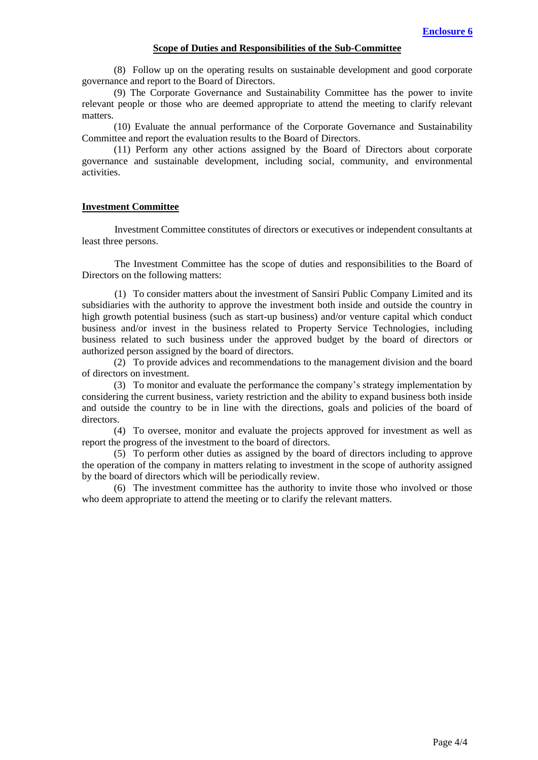**Enclosure 6**

**Scope of Duties and Responsibilities of the Sub-Committee**

(8) Follow up on the operating results on sustainable development and good corporate governance and report to the Board of Directors.

(9) The Corporate Governance and Sustainability Committee has the power to invite relevant people or those who are deemed appropriate to attend the meeting to clarify relevant matters.

(10) Evaluate the annual performance of the Corporate Governance and Sustainability Committee and report the evaluation results to the Board of Directors.

(11) Perform any other actions assigned by the Board of Directors about corporate governance and sustainable development, including social, community, and environmental activities.

**Investment Committee**

Investment Committee constitutes of directors or executives or independent consultants at least three persons.

The Investment Committee has the scope of duties and responsibilities to the Board of Directors on the following matters:

(1) To consider matters about the investment of Sansiri Public Company Limited and its subsidiaries with the authority to approve the investment both inside and outside the country in high growth potential business (such as start-up business) and/or venture capital which conduct business and/or invest in the business related to Property Service Technologies, including business related to such business under the approved budget by the board of directors or authorized person assigned by the board of directors.

(2) To provide advices and recommendations to the management division and the board of directors on investment.

(3) To monitor and evaluate the performance the company's strategy implementation by considering the current business, variety restriction and the ability to expand business both inside and outside the country to be in line with the directions, goals and policies of the board of directors.

(4) To oversee, monitor and evaluate the projects approved for investment as well as report the progress of the investment to the board of directors.

(5) To perform other duties as assigned by the board of directors including to approve the operation of the company in matters relating to investment in the scope of authority assigned by the board of directors which will be periodically review.

(6) The investment committee has the authority to invite those who involved or those who deem appropriate to attend the meeting or to clarify the relevant matters.